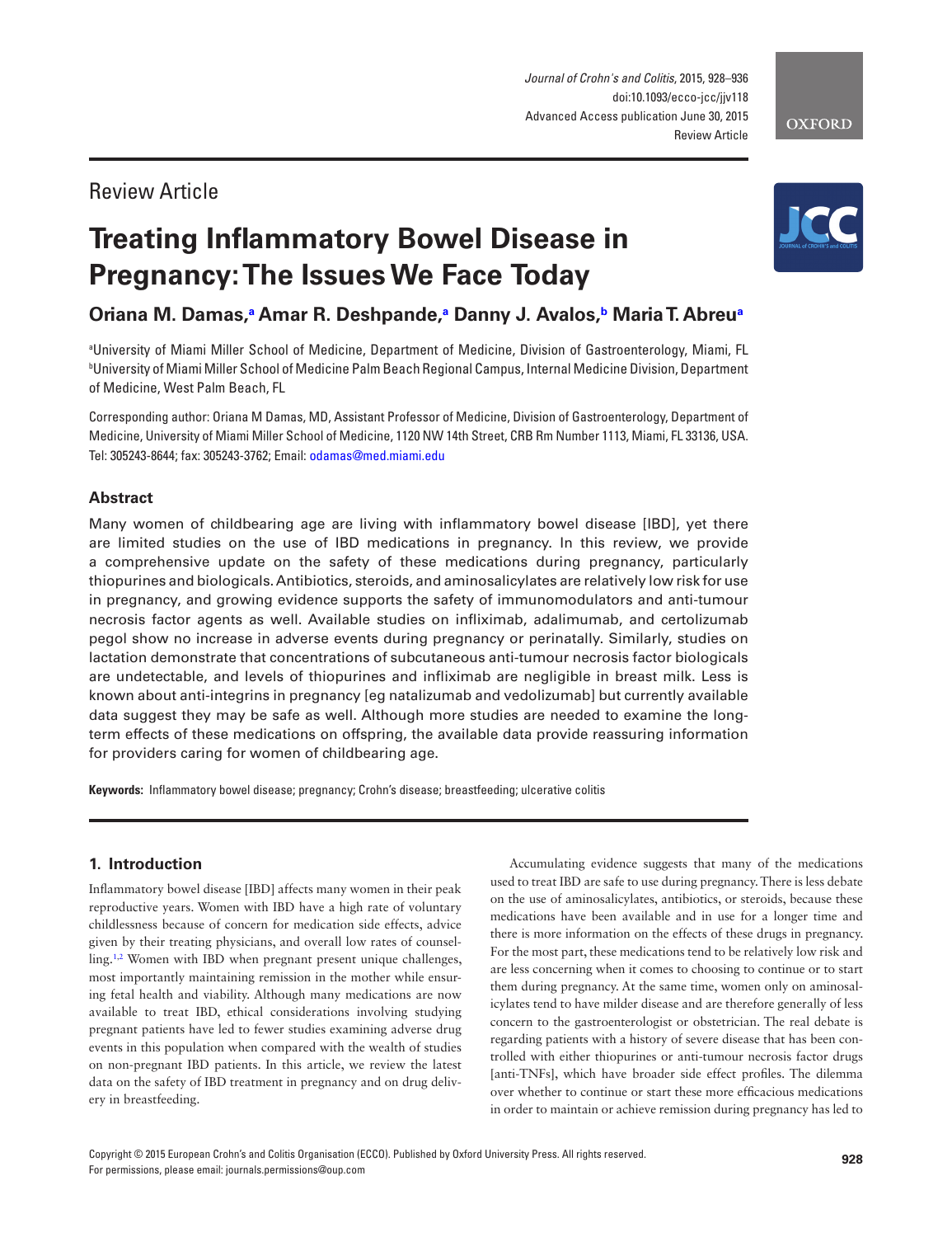Review Article

# Treating Inflammatory Bowel Disease in Pregnancy: The Issues We Face Today

**Oriana M. Damas,[a] Amar R. Deshpande,[a] Danny J. Avalos,[b] Maria T. Abreu[a]**

[a]University of Miami Miller School of Medicine, Department of Medicine, Division of Gastroenterology, Miami, FL
[b]University of Miami Miller School of Medicine Palm Beach Regional Campus, Internal Medicine Division, Department of Medicine, West Palm Beach, FL

Corresponding author: Oriana M Damas, MD, Assistant Professor of Medicine, Division of Gastroenterology, Department of Medicine, University of Miami Miller School of Medicine, 1120 NW 14th Street, CRB Rm Number 1113, Miami, FL 33136, USA. Tel: 305243-8644; fax: 305243-3762; Email: odamas@med.miami.edu

## Abstract

Many women of childbearing age are living with inflammatory bowel disease [IBD], yet there are limited studies on the use of IBD medications in pregnancy. In this review, we provide a comprehensive update on the safety of these medications during pregnancy, particularly thiopurines and biologicals. Antibiotics, steroids, and aminosalicylates are relatively low risk for use in pregnancy, and growing evidence supports the safety of immunomodulators and anti-tumour necrosis factor agents as well. Available studies on infliximab, adalimumab, and certolizumab pegol show no increase in adverse events during pregnancy or perinatally. Similarly, studies on lactation demonstrate that concentrations of subcutaneous anti-tumour necrosis factor biologicals are undetectable, and levels of thiopurines and infliximab are negligible in breast milk. Less is known about anti-integrins in pregnancy [eg natalizumab and vedolizumab] but currently available data suggest they may be safe as well. Although more studies are needed to examine the long-term effects of these medications on offspring, the available data provide reassuring information for providers caring for women of childbearing age.

**Keywords:** Inflammatory bowel disease; pregnancy; Crohn's disease; breastfeeding; ulcerative colitis

## 1. Introduction

Inflammatory bowel disease [IBD] affects many women in their peak reproductive years. Women with IBD have a high rate of voluntary childlessness because of concern for medication side effects, advice given by their treating physicians, and overall low rates of counselling.[1,2] Women with IBD when pregnant present unique challenges, most importantly maintaining remission in the mother while ensuring fetal health and viability. Although many medications are now available to treat IBD, ethical considerations involving studying pregnant patients have led to fewer studies examining adverse drug events in this population when compared with the wealth of studies on non-pregnant IBD patients. In this article, we review the latest data on the safety of IBD treatment in pregnancy and on drug delivery in breastfeeding.

Accumulating evidence suggests that many of the medications used to treat IBD are safe to use during pregnancy. There is less debate on the use of aminosalicylates, antibiotics, or steroids, because these medications have been available and in use for a longer time and there is more information on the effects of these drugs in pregnancy. For the most part, these medications tend to be relatively low risk and are less concerning when it comes to choosing to continue or to start them during pregnancy. At the same time, women only on aminosalicylates tend to have milder disease and are therefore generally of less concern to the gastroenterologist or obstetrician. The real debate is regarding patients with a history of severe disease that has been controlled with either thiopurines or anti-tumour necrosis factor drugs [anti-TNFs], which have broader side effect profiles. The dilemma over whether to continue or start these more efficacious medications in order to maintain or achieve remission during pregnancy has led to

Copyright © 2015 European Crohn's and Colitis Organisation (ECCO). Published by Oxford University Press. All rights reserved.
For permissions, please email: journals.permissions@oup.com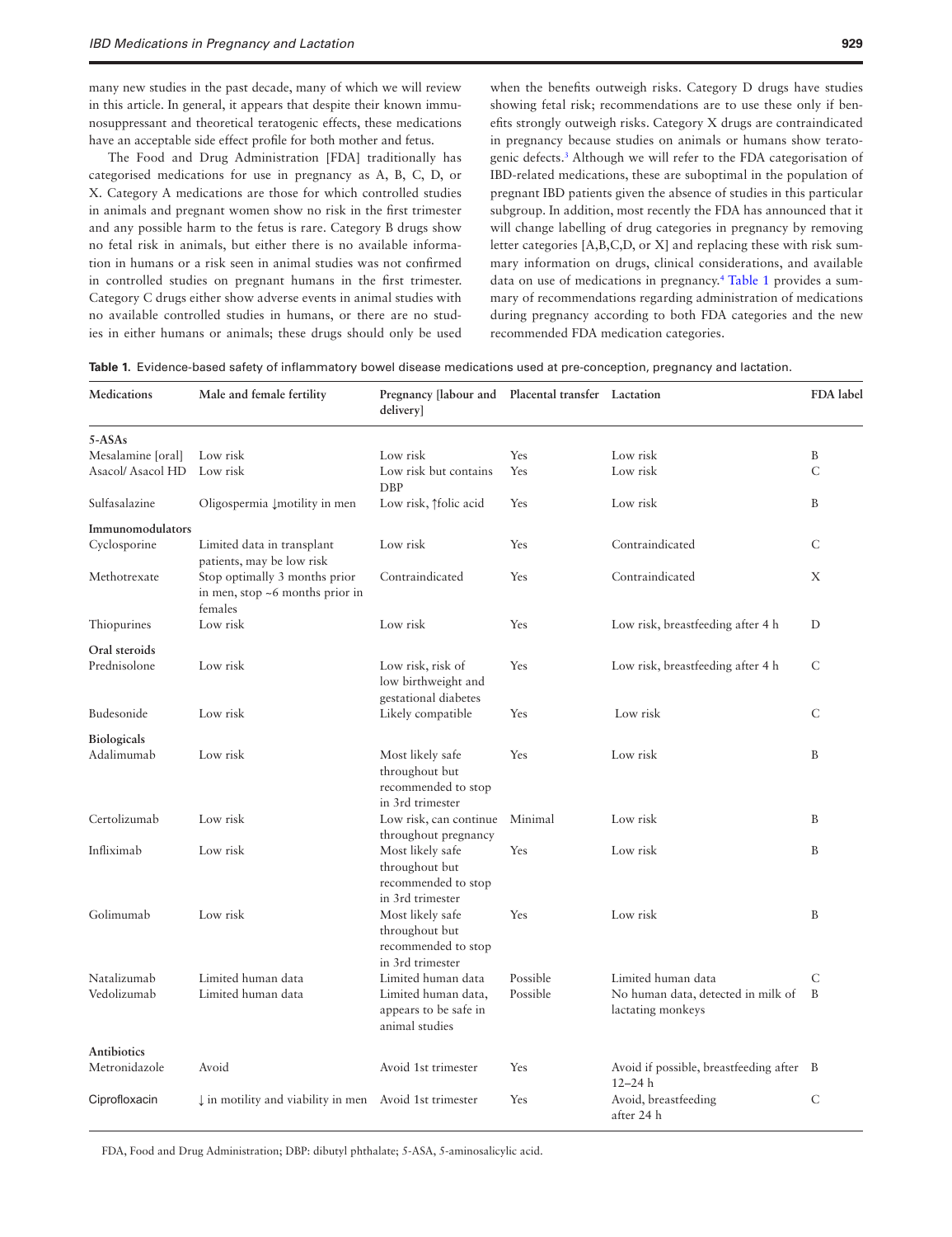many new studies in the past decade, many of which we will review in this article. In general, it appears that despite their known immunosuppressant and theoretical teratogenic effects, these medications have an acceptable side effect profile for both mother and fetus.

The Food and Drug Administration [FDA] traditionally has categorised medications for use in pregnancy as A, B, C, D, or X. Category A medications are those for which controlled studies in animals and pregnant women show no risk in the first trimester and any possible harm to the fetus is rare. Category B drugs show no fetal risk in animals, but either there is no available information in humans or a risk seen in animal studies was not confirmed in controlled studies on pregnant humans in the first trimester. Category C drugs either show adverse events in animal studies with no available controlled studies in humans, or there are no studies in either humans or animals; these drugs should only be used when the benefits outweigh risks. Category D drugs have studies showing fetal risk; recommendations are to use these only if benefits strongly outweigh risks. Category X drugs are contraindicated in pregnancy because studies on animals or humans show teratogenic defects.[3] Although we will refer to the FDA categorisation of IBD-related medications, these are suboptimal in the population of pregnant IBD patients given the absence of studies in this particular subgroup. In addition, most recently the FDA has announced that it will change labelling of drug categories in pregnancy by removing letter categories [A,B,C,D, or X] and replacing these with risk summary information on drugs, clinical considerations, and available data on use of medications in pregnancy.[4] Table 1 provides a summary of recommendations regarding administration of medications during pregnancy according to both FDA categories and the new recommended FDA medication categories.

**Table 1.** Evidence-based safety of inflammatory bowel disease medications used at pre-conception, pregnancy and lactation.

| Medications | Male and female fertility | Pregnancy [labour and delivery] | Placental transfer | Lactation | FDA label |
|---|---|---|---|---|---|
| **5-ASAs** | | | | | |
| Mesalamine [oral] | Low risk | Low risk | Yes | Low risk | B |
| Asacol/ Asacol HD | Low risk | Low risk but contains DBP | Yes | Low risk | C |
| Sulfasalazine | Oligospermia ↓motility in men | Low risk, ↑folic acid | Yes | Low risk | B |
| **Immunomodulators** | | | | | |
| Cyclosporine | Limited data in transplant patients, may be low risk | Low risk | Yes | Contraindicated | C |
| Methotrexate | Stop optimally 3 months prior in men, stop ~6 months prior in females | Contraindicated | Yes | Contraindicated | X |
| Thiopurines | Low risk | Low risk | Yes | Low risk, breastfeeding after 4 h | D |
| **Oral steroids** | | | | | |
| Prednisolone | Low risk | Low risk, risk of low birthweight and gestational diabetes | Yes | Low risk, breastfeeding after 4 h | C |
| Budesonide | Low risk | Likely compatible | Yes | Low risk | C |
| **Biologicals** | | | | | |
| Adalimumab | Low risk | Most likely safe throughout but recommended to stop in 3rd trimester | Yes | Low risk | B |
| Certolizumab | Low risk | Low risk, can continue throughout pregnancy | Minimal | Low risk | B |
| Infliximab | Low risk | Most likely safe throughout but recommended to stop in 3rd trimester | Yes | Low risk | B |
| Golimumab | Low risk | Most likely safe throughout but recommended to stop in 3rd trimester | Yes | Low risk | B |
| Natalizumab | Limited human data | Limited human data | Possible | Limited human data | C |
| Vedolizumab | Limited human data | Limited human data, appears to be safe in animal studies | Possible | No human data, detected in milk of lactating monkeys | B |
| **Antibiotics** | | | | | |
| Metronidazole | Avoid | Avoid 1st trimester | Yes | Avoid if possible, breastfeeding after 12–24 h | B |
| Ciprofloxacin | ↓ in motility and viability in men | Avoid 1st trimester | Yes | Avoid, breastfeeding after 24 h | C |

FDA, Food and Drug Administration; DBP: dibutyl phthalate; 5-ASA, 5-aminosalicylic acid.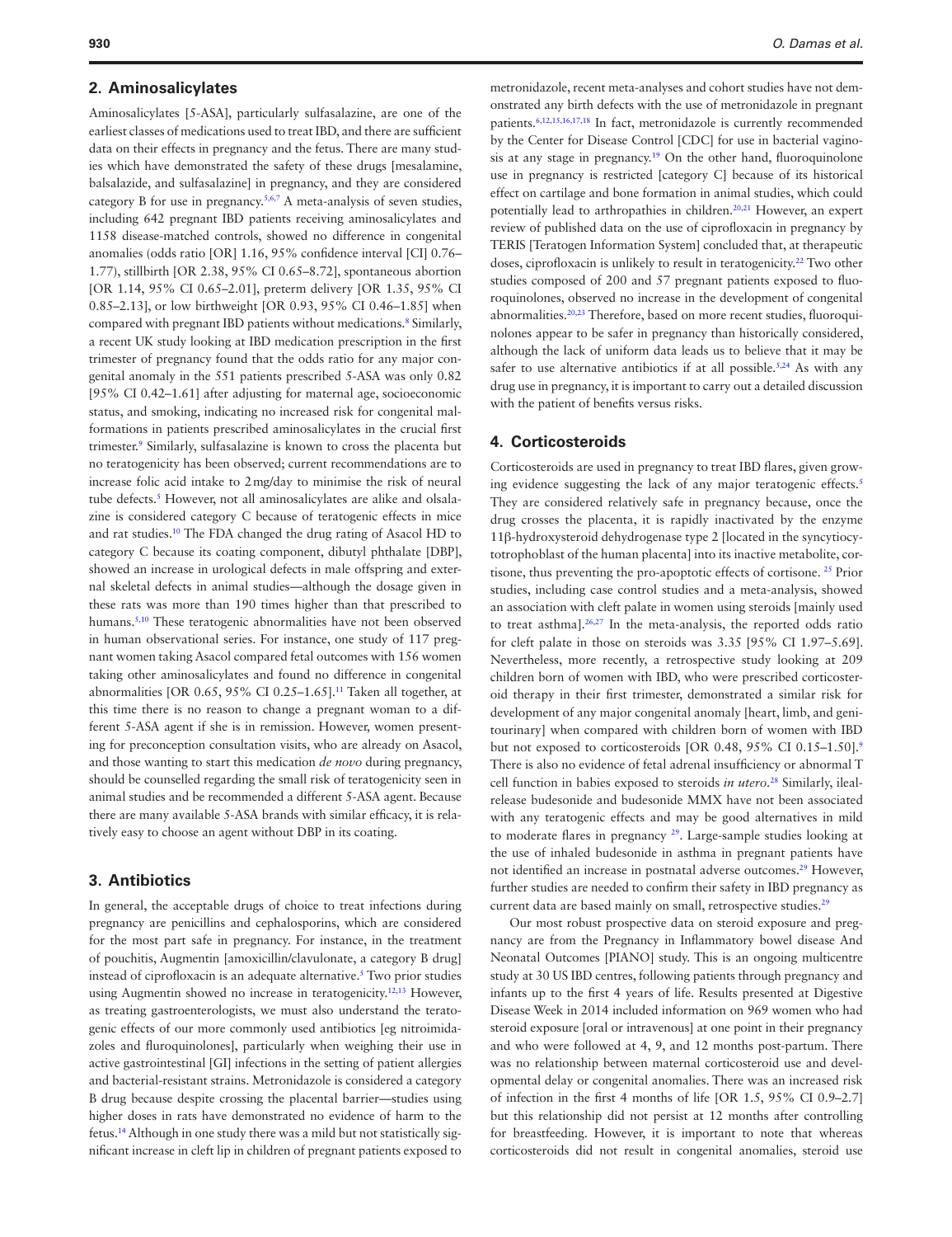## 2. Aminosalicylates

Aminosalicylates [5-ASA], particularly sulfasalazine, are one of the earliest classes of medications used to treat IBD, and there are sufficient data on their effects in pregnancy and the fetus. There are many studies which have demonstrated the safety of these drugs [mesalamine, balsalazide, and sulfasalazine] in pregnancy, and they are considered category B for use in pregnancy.[5,6,7] A meta-analysis of seven studies, including 642 pregnant IBD patients receiving aminosalicylates and 1158 disease-matched controls, showed no difference in congenital anomalies (odds ratio [OR] 1.16, 95% confidence interval [CI] 0.76–1.77), stillbirth [OR 2.38, 95% CI 0.65–8.72], spontaneous abortion [OR 1.14, 95% CI 0.65–2.01], preterm delivery [OR 1.35, 95% CI 0.85–2.13], or low birthweight [OR 0.93, 95% CI 0.46–1.85] when compared with pregnant IBD patients without medications.[8] Similarly, a recent UK study looking at IBD medication prescription in the first trimester of pregnancy found that the odds ratio for any major congenital anomaly in the 551 patients prescribed 5-ASA was only 0.82 [95% CI 0.42–1.61] after adjusting for maternal age, socioeconomic status, and smoking, indicating no increased risk for congenital malformations in patients prescribed aminosalicylates in the crucial first trimester.[9] Similarly, sulfasalazine is known to cross the placenta but no teratogenicity has been observed; current recommendations are to increase folic acid intake to 2 mg/day to minimise the risk of neural tube defects.[5] However, not all aminosalicylates are alike and olsalazine is considered category C because of teratogenic effects in mice and rat studies.[10] The FDA changed the drug rating of Asacol HD to category C because its coating component, dibutyl phthalate [DBP], showed an increase in urological defects in male offspring and external skeletal defects in animal studies—although the dosage given in these rats was more than 190 times higher than that prescribed to humans.[5,10] These teratogenic abnormalities have not been observed in human observational series. For instance, one study of 117 pregnant women taking Asacol compared fetal outcomes with 156 women taking other aminosalicylates and found no difference in congenital abnormalities [OR 0.65, 95% CI 0.25–1.65].[11] Taken all together, at this time there is no reason to change a pregnant woman to a different 5-ASA agent if she is in remission. However, women presenting for preconception consultation visits, who are already on Asacol, and those wanting to start this medication *de novo* during pregnancy, should be counselled regarding the small risk of teratogenicity seen in animal studies and be recommended a different 5-ASA agent. Because there are many available 5-ASA brands with similar efficacy, it is relatively easy to choose an agent without DBP in its coating.

## 3. Antibiotics

In general, the acceptable drugs of choice to treat infections during pregnancy are penicillins and cephalosporins, which are considered for the most part safe in pregnancy. For instance, in the treatment of pouchitis, Augmentin [amoxicillin/clavulonate, a category B drug] instead of ciprofloxacin is an adequate alternative.[5] Two prior studies using Augmentin showed no increase in teratogenicity.[12,13] However, as treating gastroenterologists, we must also understand the teratogenic effects of our more commonly used antibiotics [eg nitroimidazoles and fluroquinolones], particularly when weighing their use in active gastrointestinal [GI] infections in the setting of patient allergies and bacterial-resistant strains. Metronidazole is considered a category B drug because despite crossing the placental barrier—studies using higher doses in rats have demonstrated no evidence of harm to the fetus.[14] Although in one study there was a mild but not statistically significant increase in cleft lip in children of pregnant patients exposed to metronidazole, recent meta-analyses and cohort studies have not demonstrated any birth defects with the use of metronidazole in pregnant patients.[6,12,15,16,17,18] In fact, metronidazole is currently recommended by the Center for Disease Control [CDC] for use in bacterial vaginosis at any stage in pregnancy.[19] On the other hand, fluoroquinolone use in pregnancy is restricted [category C] because of its historical effect on cartilage and bone formation in animal studies, which could potentially lead to arthropathies in children.[20,21] However, an expert review of published data on the use of ciprofloxacin in pregnancy by TERIS [Teratogen Information System] concluded that, at therapeutic doses, ciprofloxacin is unlikely to result in teratogenicity.[22] Two other studies composed of 200 and 57 pregnant patients exposed to fluoroquinolones, observed no increase in the development of congenital abnormalities.[20,23] Therefore, based on more recent studies, fluoroquinolones appear to be safer in pregnancy than historically considered, although the lack of uniform data leads us to believe that it may be safer to use alternative antibiotics if at all possible.[5,24] As with any drug use in pregnancy, it is important to carry out a detailed discussion with the patient of benefits versus risks.

## 4. Corticosteroids

Corticosteroids are used in pregnancy to treat IBD flares, given growing evidence suggesting the lack of any major teratogenic effects.[5] They are considered relatively safe in pregnancy because, once the drug crosses the placenta, it is rapidly inactivated by the enzyme 11β-hydroxysteroid dehydrogenase type 2 [located in the syncytiocytotrophoblast of the human placenta] into its inactive metabolite, cortisone, thus preventing the pro-apoptotic effects of cortisone. [25] Prior studies, including case control studies and a meta-analysis, showed an association with cleft palate in women using steroids [mainly used to treat asthma].[26,27] In the meta-analysis, the reported odds ratio for cleft palate in those on steroids was 3.35 [95% CI 1.97–5.69]. Nevertheless, more recently, a retrospective study looking at 209 children born of women with IBD, who were prescribed corticosteroid therapy in their first trimester, demonstrated a similar risk for development of any major congenital anomaly [heart, limb, and genitourinary] when compared with children born of women with IBD but not exposed to corticosteroids [OR 0.48, 95% CI 0.15–1.50].[9] There is also no evidence of fetal adrenal insufficiency or abnormal T cell function in babies exposed to steroids *in utero*.[28] Similarly, ileal-release budesonide and budesonide MMX have not been associated with any teratogenic effects and may be good alternatives in mild to moderate flares in pregnancy [29]. Large-sample studies looking at the use of inhaled budesonide in asthma in pregnant patients have not identified an increase in postnatal adverse outcomes.[29] However, further studies are needed to confirm their safety in IBD pregnancy as current data are based mainly on small, retrospective studies.[29]

Our most robust prospective data on steroid exposure and pregnancy are from the Pregnancy in Inflammatory bowel disease And Neonatal Outcomes [PIANO] study. This is an ongoing multicentre study at 30 US IBD centres, following patients through pregnancy and infants up to the first 4 years of life. Results presented at Digestive Disease Week in 2014 included information on 969 women who had steroid exposure [oral or intravenous] at one point in their pregnancy and who were followed at 4, 9, and 12 months post-partum. There was no relationship between maternal corticosteroid use and developmental delay or congenital anomalies. There was an increased risk of infection in the first 4 months of life [OR 1.5, 95% CI 0.9–2.7] but this relationship did not persist at 12 months after controlling for breastfeeding. However, it is important to note that whereas corticosteroids did not result in congenital anomalies, steroid use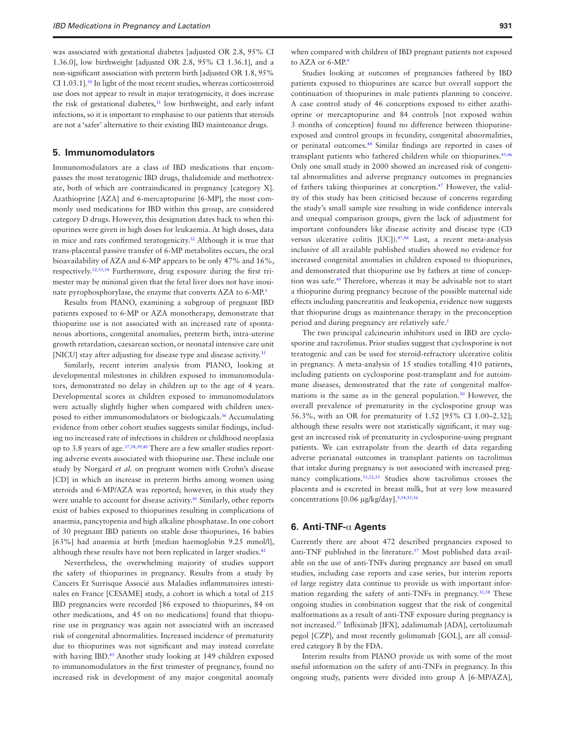was associated with gestational diabetes [adjusted OR 2.8, 95% CI 1.36.0], low birthweight [adjusted OR 2.8, 95% CI 1.36.1], and a non-significant association with preterm birth [adjusted OR 1.8, 95% CI 1.03.1].[30] In light of the most recent studies, whereas corticosteroid use does not appear to result in major teratogenicity, it does increase the risk of gestational diabetes,[31] low birthweight, and early infant infections, so it is important to emphasise to our patients that steroids are not a 'safer' alternative to their existing IBD maintenance drugs.

## 5. Immunomodulators

Immunomodulators are a class of IBD medications that encompasses the most teratogenic IBD drugs, thalidomide and methotrexate, both of which are contraindicated in pregnancy [category X]. Azathioprine [AZA] and 6-mercaptopurine [6-MP], the most commonly used medications for IBD within this group, are considered category D drugs. However, this designation dates back to when thiopurines were given in high doses for leukaemia. At high doses, data in mice and rats confirmed teratogenicity.[32] Although it is true that trans-placental passive transfer of 6-MP metabolites occurs, the oral bioavailability of AZA and 6-MP appears to be only 47% and 16%, respectively.[32,33,34] Furthermore, drug exposure during the first trimester may be minimal given that the fetal liver does not have inosinate pyrophosphorylase, the enzyme that converts AZA to 6-MP.[5]

Results from PIANO, examining a subgroup of pregnant IBD patients exposed to 6-MP or AZA monotherapy, demonstrate that thiopurine use is not associated with an increased rate of spontaneous abortions, congenital anomalies, preterm birth, intra-uterine growth retardation, caesarean section, or neonatal intensive care unit [NICU] stay after adjusting for disease type and disease activity.[35]

Similarly, recent interim analysis from PIANO, looking at developmental milestones in children exposed to immunomodulators, demonstrated no delay in children up to the age of 4 years. Developmental scores in children exposed to immunomodulators were actually slightly higher when compared with children unexposed to either immunomodulators or biologicaals.[36] Accumulating evidence from other cohort studies suggests similar findings, including no increased rate of infections in children or childhood neoplasia up to 3.8 years of age.[37,38,39,40] There are a few smaller studies reporting adverse events associated with thiopurine use. These include one study by Norgard *et al.* on pregnant women with Crohn's disease [CD] in which an increase in preterm births among women using steroids and 6-MP/AZA was reported; however, in this study they were unable to account for disease activity.[41] Similarly, other reports exist of babies exposed to thiopurines resulting in complications of anaemia, pancytopenia and high alkaline phosphatase. In one cohort of 30 pregnant IBD patients on stable dose thiopurines, 16 babies [63%] had anaemia at birth [median haemoglobin 9.25 mmol/l], although these results have not been replicated in larger studies.[42]

Nevertheless, the overwhelming majority of studies support the safety of thiopurines in pregnancy. Results from a study by Cancers Et Surrisque Associé aux Maladies inflammatoires intestinales en France [CESAME] study, a cohort in which a total of 215 IBD pregnancies were recorded [86 exposed to thiopurines, 84 on other medications, and 45 on no medications] found that thiopurine use in pregnancy was again not associated with an increased risk of congenital abnormalities. Increased incidence of prematurity due to thiopurines was not significant and may instead correlate with having IBD.[43] Another study looking at 149 children exposed to immunomodulators in the first trimester of pregnancy, found no increased risk in development of any major congenital anomaly when compared with children of IBD pregnant patients not exposed to AZA or 6-MP.[9]

Studies looking at outcomes of pregnancies fathered by IBD patients exposed to thiopurines are scarce but overall support the continuation of thiopurines in male patients planning to conceive. A case control study of 46 conceptions exposed to either azathioprine or mercaptopurine and 84 controls [not exposed within 3 months of conception] found no difference between thiopurine-exposed and control groups in fecundity, congenital abnormalities, or perinatal outcomes.[44] Similar findings are reported in cases of transplant patients who fathered children while on thiopurines.[45,46] Only one small study in 2000 showed an increased risk of congenital abnormalities and adverse pregnancy outcomes in pregnancies of fathers taking thiopurines at conception.[47] However, the validity of this study has been criticised because of concerns regarding the study's small sample size resulting in wide confidence intervals and unequal comparison groups, given the lack of adjustment for important confounders like disease activity and disease type (CD versus ulcerative colitis ]UC]).[47,48] Last, a recent meta-analysis inclusive of all available published studies showed no evidence for increased congenital anomalies in children exposed to thiopurines, and demonstrated that thiopurine use by fathers at time of conception was safe.[49] Therefore, whereas it may be advisable not to start a thiopurine during pregnancy because of the possible maternal side effects including pancreatitis and leukopenia, evidence now suggests that thiopurine drugs as maintenance therapy in the preconception period and during pregnancy are relatively safe.[5]

The two principal calcineurin inhibitors used in IBD are cyclosporine and tacrolimus. Prior studies suggest that cyclosporine is not teratogenic and can be used for steroid-refractory ulcerative colitis in pregnancy. A meta-analysis of 15 studies totalling 410 patients, including patients on cyclosporine post-transplant and for autoimmune diseases, demonstrated that the rate of congenital malformations is the same as in the general population.[50] However, the overall prevalence of prematurity in the cyclosporine group was 56.3%, with an OR for prematurity of 1.52 [95% CI 1.00–2.32]; although these results were not statistically significant, it may suggest an increased risk of prematurity in cyclosporine-using pregnant patients. We can extrapolate from the dearth of data regarding adverse perianatal outcomes in transplant patients on tacrolimus that intake during pregnancy is not associated with increased pregnancy complications.[51,52,53] Studies show tacrolimus crosses the placenta and is excreted in breast milk, but at very low measured concentrations [0.06 µg/kg/day].[5,54,55,56]

## 6. Anti-TNF-α Agents

Currently there are about 472 described pregnancies exposed to anti-TNF published in the literature.[57] Most published data available on the use of anti-TNFs during pregnancy are based on small studies, including case reports and case series, but interim reports of large registry data continue to provide us with important information regarding the safety of anti-TNFs in pregnancy.[31,58] These ongoing studies in combination suggest that the risk of congenital malformations as a result of anti-TNF exposure during pregnancy is not increased.[57] Infliximab [IFX], adalimumab [ADA], certolizumab pegol [CZP], and most recently golimumab [GOL], are all considered category B by the FDA.

Interim results from PIANO provide us with some of the most useful information on the safety of anti-TNFs in pregnancy. In this ongoing study, patients were divided into group A [6-MP/AZA],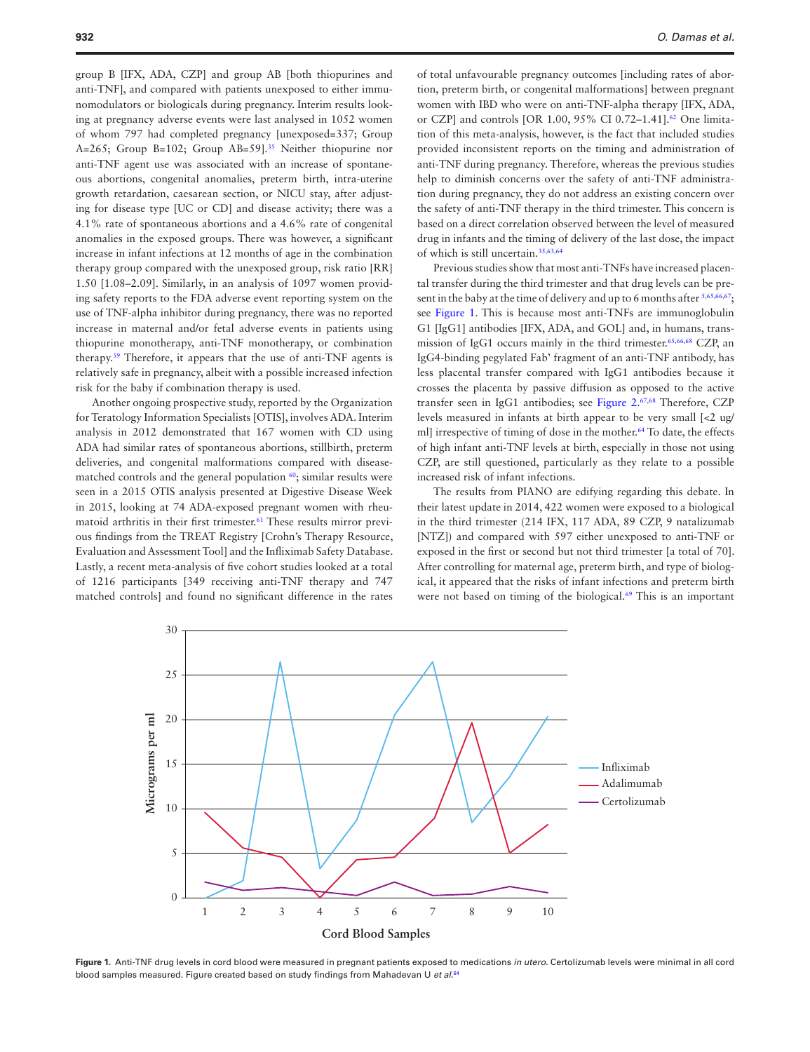group B [IFX, ADA, CZP] and group AB [both thiopurines and anti-TNF], and compared with patients unexposed to either immunomodulators or biologicals during pregnancy. Interim results looking at pregnancy adverse events were last analysed in 1052 women of whom 797 had completed pregnancy [unexposed=337; Group A=265; Group B=102; Group AB=59].[35] Neither thiopurine nor anti-TNF agent use was associated with an increase of spontaneous abortions, congenital anomalies, preterm birth, intra-uterine growth retardation, caesarean section, or NICU stay, after adjusting for disease type [UC or CD] and disease activity; there was a 4.1% rate of spontaneous abortions and a 4.6% rate of congenital anomalies in the exposed groups. There was however, a significant increase in infant infections at 12 months of age in the combination therapy group compared with the unexposed group, risk ratio [RR] 1.50 [1.08–2.09]. Similarly, in an analysis of 1097 women providing safety reports to the FDA adverse event reporting system on the use of TNF-alpha inhibitor during pregnancy, there was no reported increase in maternal and/or fetal adverse events in patients using thiopurine monotherapy, anti-TNF monotherapy, or combination therapy.[59] Therefore, it appears that the use of anti-TNF agents is relatively safe in pregnancy, albeit with a possible increased infection risk for the baby if combination therapy is used.

Another ongoing prospective study, reported by the Organization for Teratology Information Specialists [OTIS], involves ADA. Interim analysis in 2012 demonstrated that 167 women with CD using ADA had similar rates of spontaneous abortions, stillbirth, preterm deliveries, and congenital malformations compared with disease-matched controls and the general population [60]; similar results were seen in a 2015 OTIS analysis presented at Digestive Disease Week in 2015, looking at 74 ADA-exposed pregnant women with rheumatoid arthritis in their first trimester.[61] These results mirror previous findings from the TREAT Registry [Crohn's Therapy Resource, Evaluation and Assessment Tool] and the Infliximab Safety Database. Lastly, a recent meta-analysis of five cohort studies looked at a total of 1216 participants [349 receiving anti-TNF therapy and 747 matched controls] and found no significant difference in the rates of total unfavourable pregnancy outcomes [including rates of abortion, preterm birth, or congenital malformations] between pregnant women with IBD who were on anti-TNF-alpha therapy [IFX, ADA, or CZP] and controls [OR 1.00, 95% CI 0.72–1.41].[62] One limitation of this meta-analysis, however, is the fact that included studies provided inconsistent reports on the timing and administration of anti-TNF during pregnancy. Therefore, whereas the previous studies help to diminish concerns over the safety of anti-TNF administration during pregnancy, they do not address an existing concern over the safety of anti-TNF therapy in the third trimester. This concern is based on a direct correlation observed between the level of measured drug in infants and the timing of delivery of the last dose, the impact of which is still uncertain.[35,63,64]

Previous studies show that most anti-TNFs have increased placental transfer during the third trimester and that drug levels can be present in the baby at the time of delivery and up to 6 months after [5,65,66,67]; see Figure 1. This is because most anti-TNFs are immunoglobulin G1 [IgG1] antibodies [IFX, ADA, and GOL] and, in humans, transmission of IgG1 occurs mainly in the third trimester.[65,66,68] CZP, an IgG4-binding pegylated Fab' fragment of an anti-TNF antibody, has less placental transfer compared with IgG1 antibodies because it crosses the placenta by passive diffusion as opposed to the active transfer seen in IgG1 antibodies; see Figure 2.[67,68] Therefore, CZP levels measured in infants at birth appear to be very small [<2 ug/ml] irrespective of timing of dose in the mother.[64] To date, the effects of high infant anti-TNF levels at birth, especially in those not using CZP, are still questioned, particularly as they relate to a possible increased risk of infant infections.

The results from PIANO are edifying regarding this debate. In their latest update in 2014, 422 women were exposed to a biological in the third trimester (214 IFX, 117 ADA, 89 CZP, 9 natalizumab [NTZ]) and compared with 597 either unexposed to anti-TNF or exposed in the first or second but not third trimester [a total of 70]. After controlling for maternal age, preterm birth, and type of biological, it appeared that the risks of infant infections and preterm birth were not based on timing of the biological.[69] This is an important

**Figure 1.** Anti-TNF drug levels in cord blood were measured in pregnant patients exposed to medications *in utero*. Certolizumab levels were minimal in all cord blood samples measured. Figure created based on study findings from Mahadevan U *et al.*[64]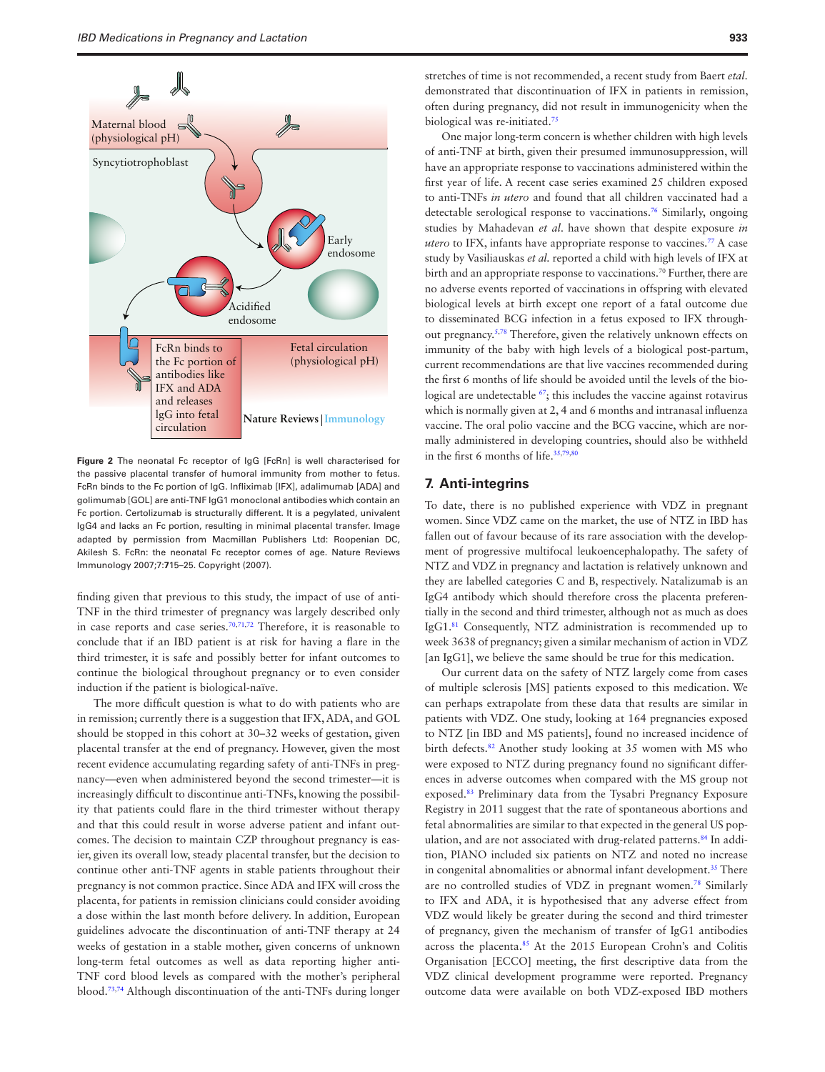Figure 2 The neonatal Fc receptor of IgG [FcRn] is well characterised for the passive placental transfer of humoral immunity from mother to fetus. FcRn binds to the Fc portion of IgG. Infliximab [IFX], adalimumab [ADA] and golimumab [GOL] are anti-TNF IgG1 monoclonal antibodies which contain an Fc portion. Certolizumab is structurally different. It is a pegylated, univalent IgG4 and lacks an Fc portion, resulting in minimal placental transfer. Image adapted by permission from Macmillan Publishers Ltd: Roopenian DC, Akilesh S. FcRn: the neonatal Fc receptor comes of age. Nature Reviews Immunology 2007;7:**7**15–25. Copyright (2007).

finding given that previous to this study, the impact of use of anti-TNF in the third trimester of pregnancy was largely described only in case reports and case series.[70,71,72] Therefore, it is reasonable to conclude that if an IBD patient is at risk for having a flare in the third trimester, it is safe and possibly better for infant outcomes to continue the biological throughout pregnancy or to even consider induction if the patient is biological-naïve.

The more difficult question is what to do with patients who are in remission; currently there is a suggestion that IFX, ADA, and GOL should be stopped in this cohort at 30–32 weeks of gestation, given placental transfer at the end of pregnancy. However, given the most recent evidence accumulating regarding safety of anti-TNFs in pregnancy—even when administered beyond the second trimester—it is increasingly difficult to discontinue anti-TNFs, knowing the possibility that patients could flare in the third trimester without therapy and that this could result in worse adverse patient and infant outcomes. The decision to maintain CZP throughout pregnancy is easier, given its overall low, steady placental transfer, but the decision to continue other anti-TNF agents in stable patients throughout their pregnancy is not common practice. Since ADA and IFX will cross the placenta, for patients in remission clinicians could consider avoiding a dose within the last month before delivery. In addition, European guidelines advocate the discontinuation of anti-TNF therapy at 24 weeks of gestation in a stable mother, given concerns of unknown long-term fetal outcomes as well as data reporting higher anti-TNF cord blood levels as compared with the mother's peripheral blood.[73,74] Although discontinuation of the anti-TNFs during longer stretches of time is not recommended, a recent study from Baert *etal.* demonstrated that discontinuation of IFX in patients in remission, often during pregnancy, did not result in immunogenicity when the biological was re-initiated.[75]

One major long-term concern is whether children with high levels of anti-TNF at birth, given their presumed immunosuppression, will have an appropriate response to vaccinations administered within the first year of life. A recent case series examined 25 children exposed to anti-TNFs *in utero* and found that all children vaccinated had a detectable serological response to vaccinations.[76] Similarly, ongoing studies by Mahadevan *et al.* have shown that despite exposure *in utero* to IFX, infants have appropriate response to vaccines.[77] A case study by Vasiliauskas *et al.* reported a child with high levels of IFX at birth and an appropriate response to vaccinations.[70] Further, there are no adverse events reported of vaccinations in offspring with elevated biological levels at birth except one report of a fatal outcome due to disseminated BCG infection in a fetus exposed to IFX throughout pregnancy.[5,78] Therefore, given the relatively unknown effects on immunity of the baby with high levels of a biological post-partum, current recommendations are that live vaccines recommended during the first 6 months of life should be avoided until the levels of the biological are undetectable [67]; this includes the vaccine against rotavirus which is normally given at 2, 4 and 6 months and intranasal influenza vaccine. The oral polio vaccine and the BCG vaccine, which are normally administered in developing countries, should also be withheld in the first 6 months of life.[35,79,80]

## 7. Anti-integrins

To date, there is no published experience with VDZ in pregnant women. Since VDZ came on the market, the use of NTZ in IBD has fallen out of favour because of its rare association with the development of progressive multifocal leukoencephalopathy. The safety of NTZ and VDZ in pregnancy and lactation is relatively unknown and they are labelled categories C and B, respectively. Natalizumab is an IgG4 antibody which should therefore cross the placenta preferentially in the second and third trimester, although not as much as does IgG1.[81] Consequently, NTZ administration is recommended up to week 3638 of pregnancy; given a similar mechanism of action in VDZ [an IgG1], we believe the same should be true for this medication.

Our current data on the safety of NTZ largely come from cases of multiple sclerosis [MS] patients exposed to this medication. We can perhaps extrapolate from these data that results are similar in patients with VDZ. One study, looking at 164 pregnancies exposed to NTZ [in IBD and MS patients], found no increased incidence of birth defects.[82] Another study looking at 35 women with MS who were exposed to NTZ during pregnancy found no significant differences in adverse outcomes when compared with the MS group not exposed.[83] Preliminary data from the Tysabri Pregnancy Exposure Registry in 2011 suggest that the rate of spontaneous abortions and fetal abnormalities are similar to that expected in the general US population, and are not associated with drug-related patterns.[84] In addition, PIANO included six patients on NTZ and noted no increase in congenital abnormalities or abnormal infant development.[35] There are no controlled studies of VDZ in pregnant women.[78] Similarly to IFX and ADA, it is hypothesised that any adverse effect from VDZ would likely be greater during the second and third trimester of pregnancy, given the mechanism of transfer of IgG1 antibodies across the placenta.[85] At the 2015 European Crohn's and Colitis Organisation [ECCO] meeting, the first descriptive data from the VDZ clinical development programme were reported. Pregnancy outcome data were available on both VDZ-exposed IBD mothers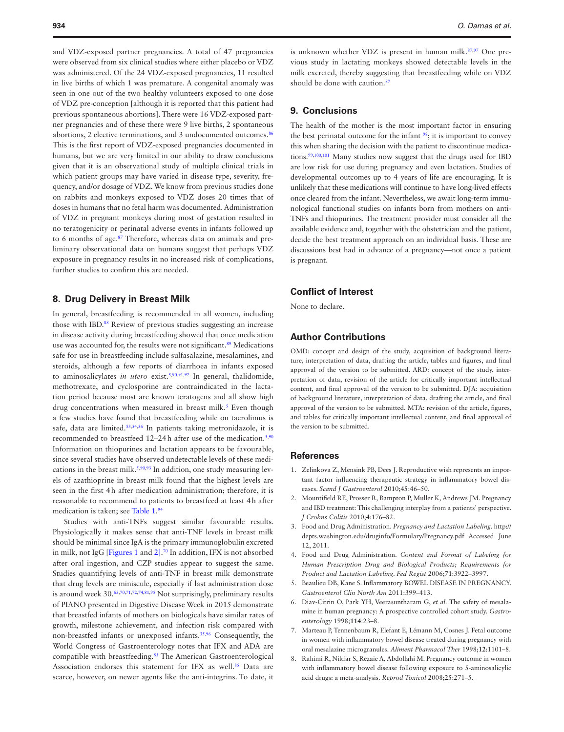and VDZ-exposed partner pregnancies. A total of 47 pregnancies were observed from six clinical studies where either placebo or VDZ was administered. Of the 24 VDZ-exposed pregnancies, 11 resulted in live births of which 1 was premature. A congenital anomaly was seen in one out of the two healthy volunteers exposed to one dose of VDZ pre-conception [although it is reported that this patient had previous spontaneous abortions]. There were 16 VDZ-exposed partner pregnancies and of these there were 9 live births, 2 spontaneous abortions, 2 elective terminations, and 3 undocumented outcomes.[86] This is the first report of VDZ-exposed pregnancies documented in humans, but we are very limited in our ability to draw conclusions given that it is an observational study of multiple clinical trials in which patient groups may have varied in disease type, severity, frequency, and/or dosage of VDZ. We know from previous studies done on rabbits and monkeys exposed to VDZ doses 20 times that of doses in humans that no fetal harm was documented. Administration of VDZ in pregnant monkeys during most of gestation resulted in no teratogenicity or perinatal adverse events in infants followed up to 6 months of age.[87] Therefore, whereas data on animals and preliminary observational data on humans suggest that perhaps VDZ exposure in pregnancy results in no increased risk of complications, further studies to confirm this are needed.

## 8. Drug Delivery in Breast Milk

In general, breastfeeding is recommended in all women, including those with IBD.[88] Review of previous studies suggesting an increase in disease activity during breastfeeding showed that once medication use was accounted for, the results were not significant.[89] Medications safe for use in breastfeeding include sulfasalazine, mesalamines, and steroids, although a few reports of diarrhoea in infants exposed to aminosalicylates *in utero* exist.[5,90,91,92] In general, thalidomide, methotrexate, and cyclosporine are contraindicated in the lactation period because most are known teratogens and all show high drug concentrations when measured in breast milk.[5] Even though a few studies have found that breastfeeding while on tacrolimus is safe, data are limited.[53,54,56] In patients taking metronidazole, it is recommended to breastfeed 12–24 h after use of the medication.[5,90] Information on thiopurines and lactation appears to be favourable, since several studies have observed undetectable levels of these medications in the breast milk.[5,90,93] In addition, one study measuring levels of azathioprine in breast milk found that the highest levels are seen in the first 4 h after medication administration; therefore, it is reasonable to recommend to patients to breastfeed at least 4 h after medication is taken; see Table 1.[94]

Studies with anti-TNFs suggest similar favourable results. Physiologically it makes sense that anti-TNF levels in breast milk should be minimal since IgA is the primary immunoglobulin excreted in milk, not IgG [Figures 1 and 2].[70] In addition, IFX is not absorbed after oral ingestion, and CZP studies appear to suggest the same. Studies quantifying levels of anti-TNF in breast milk demonstrate that drug levels are miniscule, especially if last administration dose is around week 30.[65,70,71,72,74,81,95] Not surprisingly, preliminary results of PIANO presented in Digestive Disease Week in 2015 demonstrate that breastfed infants of mothers on biologicals have similar rates of growth, milestone achievement, and infection risk compared with non-breastfed infants or unexposed infants.[35,96] Consequently, the World Congress of Gastroenterology notes that IFX and ADA are compatible with breastfeeding.[85] The American Gastroenterological Association endorses this statement for IFX as well.[85] Data are scarce, however, on newer agents like the anti-integrins. To date, it is unknown whether VDZ is present in human milk.[87,97] One previous study in lactating monkeys showed detectable levels in the milk excreted, thereby suggesting that breastfeeding while on VDZ should be done with caution.[87]

## 9. Conclusions

The health of the mother is the most important factor in ensuring the best perinatal outcome for the infant [98]; it is important to convey this when sharing the decision with the patient to discontinue medications.[99,100,101] Many studies now suggest that the drugs used for IBD are low risk for use during pregnancy and even lactation. Studies of developmental outcomes up to 4 years of life are encouraging. It is unlikely that these medications will continue to have long-lived effects once cleared from the infant. Nevertheless, we await long-term immunological functional studies on infants born from mothers on anti-TNFs and thiopurines. The treatment provider must consider all the available evidence and, together with the obstetrician and the patient, decide the best treatment approach on an individual basis. These are discussions best had in advance of a pregnancy—not once a patient is pregnant.

## Conflict of Interest

None to declare.

## Author Contributions

OMD: concept and design of the study, acquisition of background literature, interpretation of data, drafting the article, tables and figures, and final approval of the version to be submitted. ARD: concept of the study, interpretation of data, revision of the article for critically important intellectual content, and final approval of the version to be submitted. DJA: acquisition of background literature, interpretation of data, drafting the article, and final approval of the version to be submitted. MTA: revision of the article, figures, and tables for critically important intellectual content, and final approval of the version to be submitted.

## References

1. Zelinkova Z, Mensink PB, Dees J. Reproductive wish represents an important factor influencing therapeutic strategy in inflammatory bowel diseases. *Scand J Gastroenterol* 2010;**45**:46–50.
2. Mountifield RE, Prosser R, Bampton P, Muller K, Andrews JM. Pregnancy and IBD treatment: This challenging interplay from a patients' perspective. *J Crohns Colitis* 2010;**4**:176–82.
3. Food and Drug Administration. *Pregnancy and Lactation Labeling*. http://depts.washington.edu/druginfo/Formulary/Pregnancy.pdf Accessed June 12, 2011.
4. Food and Drug Administration. *Content and Format of Labeling for Human Prescription Drug and Biological Products; Requirements for Product and Lactation Labeling*. *Fed Regist* 2006;**71**:3922–3997.
5. Beaulieu DB, Kane S. Inflammatory BOWEL DISEASE IN PREGNANCY. *Gastroenterol Clin North Am* 2011:399–413.
6. Diav-Citrin O, Park YH, Veerasuntharam G, *et al*. The safety of mesalamine in human pregnancy: A prospective controlled cohort study. *Gastroenterology* 1998;**114**:23–8.
7. Marteau P, Tennenbaum R, Elefant E, Lémann M, Cosnes J. Fetal outcome in women with inflammatory bowel disease treated during pregnancy with oral mesalazine microgranules. *Aliment Pharmacol Ther* 1998;**12**:1101–8.
8. Rahimi R, Nikfar S, Rezaie A, Abdollahi M. Pregnancy outcome in women with inflammatory bowel disease following exposure to 5-aminosalicylic acid drugs: a meta-analysis. *Reprod Toxicol* 2008;**25**:271–5.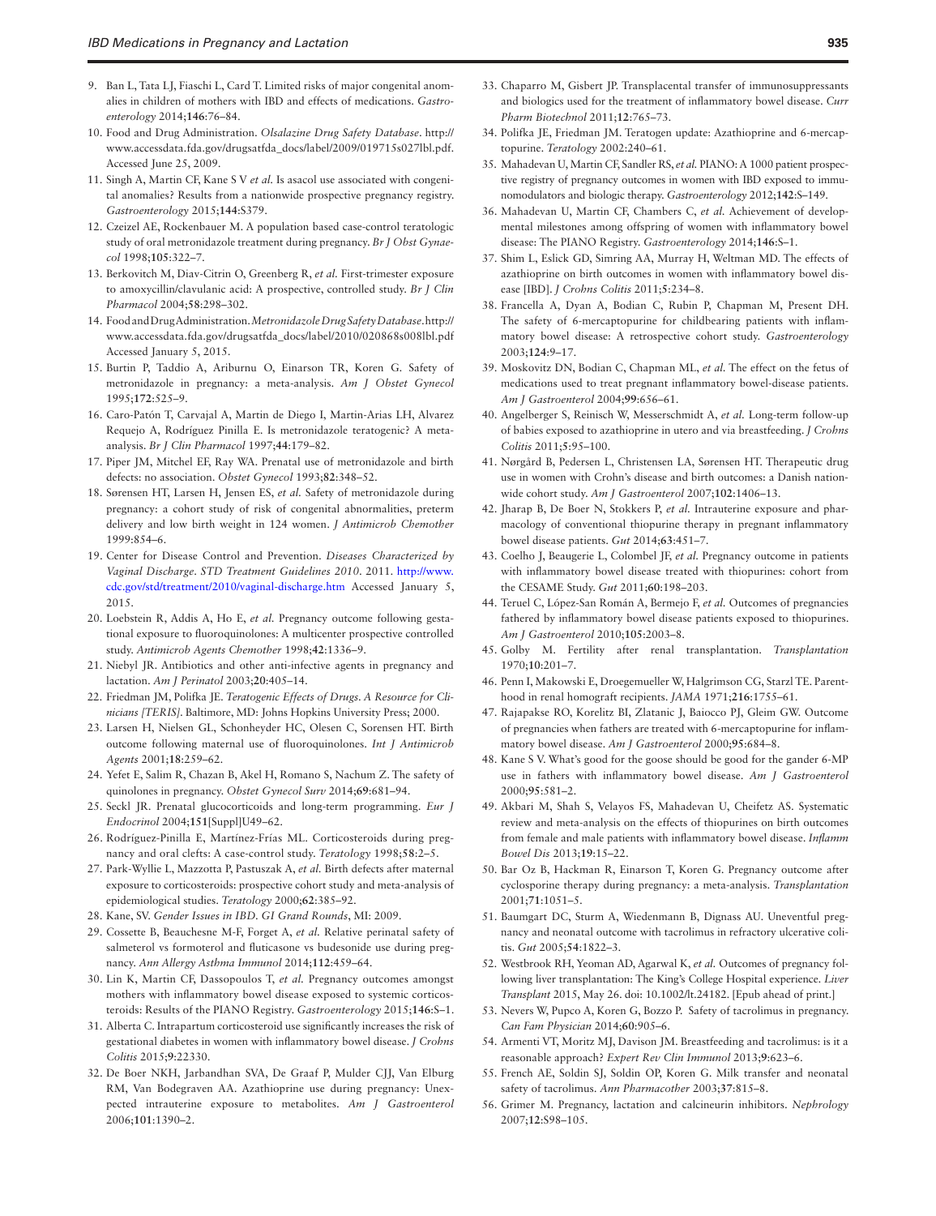9. Ban L, Tata LJ, Fiaschi L, Card T. Limited risks of major congenital anomalies in children of mothers with IBD and effects of medications. *Gastroenterology* 2014;**146**:76–84.
10. Food and Drug Administration. *Olsalazine Drug Safety Database*. http://www.accessdata.fda.gov/drugsatfda_docs/label/2009/019715s027lbl.pdf. Accessed June 25, 2009.
11. Singh A, Martin CF, Kane S V *et al.* Is asacol use associated with congenital anomalies? Results from a nationwide prospective pregnancy registry. *Gastroenterology* 2015;**144**:S379.
12. Czeizel AE, Rockenbauer M. A population based case-control teratologic study of oral metronidazole treatment during pregnancy. *Br J Obst Gynaecol* 1998;**105**:322–7.
13. Berkovitch M, Diav-Citrin O, Greenberg R, *et al.* First-trimester exposure to amoxycillin/clavulanic acid: A prospective, controlled study. *Br J Clin Pharmacol* 2004;**58**:298–302.
14. Food and Drug Administration. *Metronidazole Drug Safety Database*. http://www.accessdata.fda.gov/drugsatfda_docs/label/2010/020868s008lbl.pdf Accessed January 5, 2015.
15. Burtin P, Taddio A, Ariburnu O, Einarson TR, Koren G. Safety of metronidazole in pregnancy: a meta-analysis. *Am J Obstet Gynecol* 1995;**172**:525–9.
16. Caro-Patón T, Carvajal A, Martin de Diego I, Martin-Arias LH, Alvarez Requejo A, Rodríguez Pinilla E. Is metronidazole teratogenic? A meta-analysis. *Br J Clin Pharmacol* 1997;**44**:179–82.
17. Piper JM, Mitchel EF, Ray WA. Prenatal use of metronidazole and birth defects: no association. *Obstet Gynecol* 1993;**82**:348–52.
18. Sørensen HT, Larsen H, Jensen ES, *et al.* Safety of metronidazole during pregnancy: a cohort study of risk of congenital abnormalities, preterm delivery and low birth weight in 124 women. *J Antimicrob Chemother* 1999:854–6.
19. Center for Disease Control and Prevention. *Diseases Characterized by Vaginal Discharge. STD Treatment Guidelines 2010*. 2011. http://www.cdc.gov/std/treatment/2010/vaginal-discharge.htm Accessed January 5, 2015.
20. Loebstein R, Addis A, Ho E, *et al.* Pregnancy outcome following gestational exposure to fluoroquinolones: A multicenter prospective controlled study. *Antimicrob Agents Chemother* 1998;**42**:1336–9.
21. Niebyl JR. Antibiotics and other anti-infective agents in pregnancy and lactation. *Am J Perinatol* 2003;**20**:405–14.
22. Friedman JM, Polifka JE. *Teratogenic Effects of Drugs. A Resource for Clinicians [TERIS]*. Baltimore, MD: Johns Hopkins University Press; 2000.
23. Larsen H, Nielsen GL, Schonheyder HC, Olesen C, Sorensen HT. Birth outcome following maternal use of fluoroquinolones. *Int J Antimicrob Agents* 2001;**18**:259–62.
24. Yefet E, Salim R, Chazan B, Akel H, Romano S, Nachum Z. The safety of quinolones in pregnancy. *Obstet Gynecol Surv* 2014;**69**:681–94.
25. Seckl JR. Prenatal glucocorticoids and long-term programming. *Eur J Endocrinol* 2004;**151**[Suppl]U49–62.
26. Rodríguez-Pinilla E, Martínez-Frías ML. Corticosteroids during pregnancy and oral clefts: A case-control study. *Teratology* 1998;**58**:2–5.
27. Park-Wyllie L, Mazzotta P, Pastuszak A, *et al.* Birth defects after maternal exposure to corticosteroids: prospective cohort study and meta-analysis of epidemiological studies. *Teratology* 2000;**62**:385–92.
28. Kane, SV. *Gender Issues in IBD. GI Grand Rounds*, MI: 2009.
29. Cossette B, Beauchesne M-F, Forget A, *et al.* Relative perinatal safety of salmeterol vs formoterol and fluticasone vs budesonide use during pregnancy. *Ann Allergy Asthma Immunol* 2014;**112**:459–64.
30. Lin K, Martin CF, Dassopoulos T, *et al.* Pregnancy outcomes amongst mothers with inflammatory bowel disease exposed to systemic corticosteroids: Results of the PIANO Registry. *Gastroenterology* 2015;**146**:S–1.
31. Alberta C. Intrapartum corticosteroid use significantly increases the risk of gestational diabetes in women with inflammatory bowel disease. *J Crohns Colitis* 2015;**9**:22330.
32. De Boer NKH, Jarbandhan SVA, De Graaf P, Mulder CJJ, Van Elburg RM, Van Bodegraven AA. Azathioprine use during pregnancy: Unexpected intrauterine exposure to metabolites. *Am J Gastroenterol* 2006;**101**:1390–2.
33. Chaparro M, Gisbert JP. Transplacental transfer of immunosuppressants and biologics used for the treatment of inflammatory bowel disease. *Curr Pharm Biotechnol* 2011;**12**:765–73.
34. Polifka JE, Friedman JM. Teratogen update: Azathioprine and 6-mercaptopurine. *Teratology* 2002:240–61.
35. Mahadevan U, Martin CF, Sandler RS, *et al.* PIANO: A 1000 patient prospective registry of pregnancy outcomes in women with IBD exposed to immunomodulators and biologic therapy. *Gastroenterology* 2012;**142**:S–149.
36. Mahadevan U, Martin CF, Chambers C, *et al.* Achievement of developmental milestones among offspring of women with inflammatory bowel disease: The PIANO Registry. *Gastroenterology* 2014;**146**:S–1.
37. Shim L, Eslick GD, Simring AA, Murray H, Weltman MD. The effects of azathioprine on birth outcomes in women with inflammatory bowel disease [IBD]. *J Crohns Colitis* 2011;**5**:234–8.
38. Francella A, Dyan A, Bodian C, Rubin P, Chapman M, Present DH. The safety of 6-mercaptopurine for childbearing patients with inflammatory bowel disease: A retrospective cohort study. *Gastroenterology* 2003;**124**:9–17.
39. Moskovitz DN, Bodian C, Chapman ML, *et al.* The effect on the fetus of medications used to treat pregnant inflammatory bowel-disease patients. *Am J Gastroenterol* 2004;**99**:656–61.
40. Angelberger S, Reinisch W, Messerschmidt A, *et al.* Long-term follow-up of babies exposed to azathioprine in utero and via breastfeeding. *J Crohns Colitis* 2011;**5**:95–100.
41. Nørgård B, Pedersen L, Christensen LA, Sørensen HT. Therapeutic drug use in women with Crohn's disease and birth outcomes: a Danish nationwide cohort study. *Am J Gastroenterol* 2007;**102**:1406–13.
42. Jharap B, De Boer N, Stokkers P, *et al.* Intrauterine exposure and pharmacology of conventional thiopurine therapy in pregnant inflammatory bowel disease patients. *Gut* 2014;**63**:451–7.
43. Coelho J, Beaugerie L, Colombel JF, *et al.* Pregnancy outcome in patients with inflammatory bowel disease treated with thiopurines: cohort from the CESAME Study. *Gut* 2011;**60**:198–203.
44. Teruel C, López-San Román A, Bermejo F, *et al.* Outcomes of pregnancies fathered by inflammatory bowel disease patients exposed to thiopurines. *Am J Gastroenterol* 2010;**105**:2003–8.
45. Golby M. Fertility after renal transplantation. *Transplantation* 1970;**10**:201–7.
46. Penn I, Makowski E, Droegemueller W, Halgrimson CG, Starzl TE. Parenthood in renal homograft recipients. *JAMA* 1971;**216**:1755–61.
47. Rajapakse RO, Korelitz BI, Zlatanic J, Baiocco PJ, Gleim GW. Outcome of pregnancies when fathers are treated with 6-mercaptopurine for inflammatory bowel disease. *Am J Gastroenterol* 2000;**95**:684–8.
48. Kane S V. What's good for the goose should be good for the gander 6-MP use in fathers with inflammatory bowel disease. *Am J Gastroenterol* 2000;**95**:581–2.
49. Akbari M, Shah S, Velayos FS, Mahadevan U, Cheifetz AS. Systematic review and meta-analysis on the effects of thiopurines on birth outcomes from female and male patients with inflammatory bowel disease. *Inflamm Bowel Dis* 2013;**19**:15–22.
50. Bar Oz B, Hackman R, Einarson T, Koren G. Pregnancy outcome after cyclosporine therapy during pregnancy: a meta-analysis. *Transplantation* 2001;**71**:1051–5.
51. Baumgart DC, Sturm A, Wiedenmann B, Dignass AU. Uneventful pregnancy and neonatal outcome with tacrolimus in refractory ulcerative colitis. *Gut* 2005;**54**:1822–3.
52. Westbrook RH, Yeoman AD, Agarwal K, *et al.* Outcomes of pregnancy following liver transplantation: The King's College Hospital experience. *Liver Transplant* 2015, May 26. doi: 10.1002/lt.24182. [Epub ahead of print.]
53. Nevers W, Pupco A, Koren G, Bozzo P. Safety of tacrolimus in pregnancy. *Can Fam Physician* 2014;**60**:905–6.
54. Armenti VT, Moritz MJ, Davison JM. Breastfeeding and tacrolimus: is it a reasonable approach? *Expert Rev Clin Immunol* 2013;**9**:623–6.
55. French AE, Soldin SJ, Soldin OP, Koren G. Milk transfer and neonatal safety of tacrolimus. *Ann Pharmacother* 2003;**37**:815–8.
56. Grimer M. Pregnancy, lactation and calcineurin inhibitors. *Nephrology* 2007;**12**:S98–105.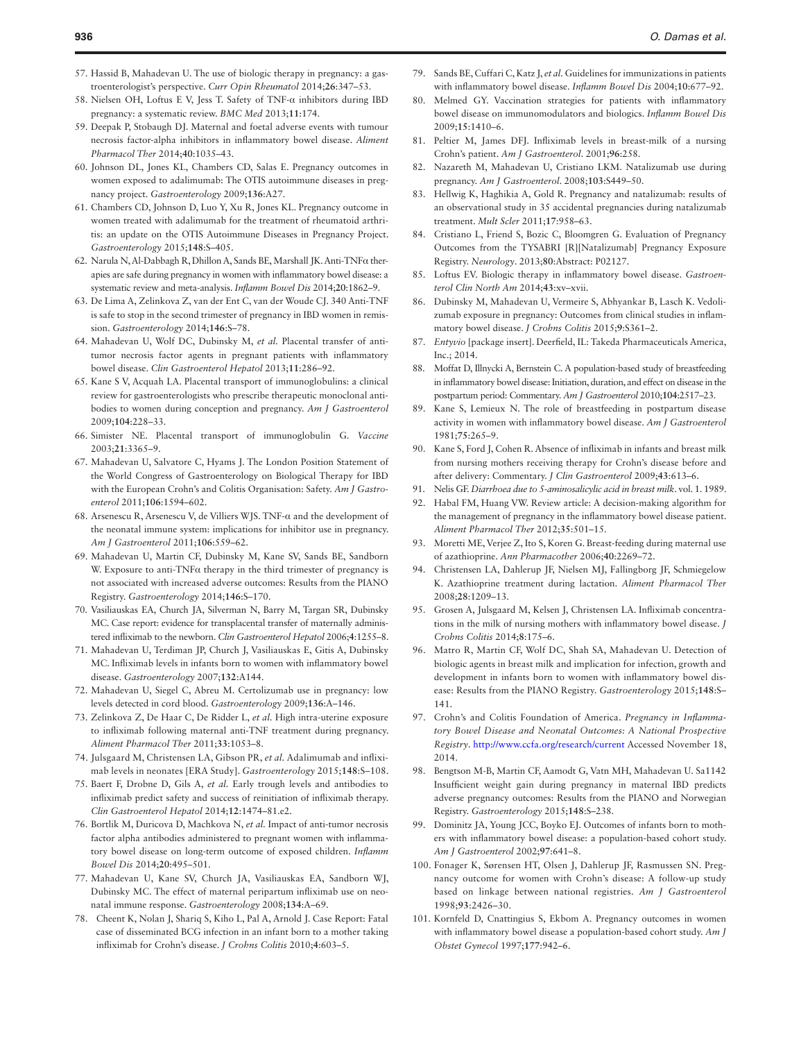57. Hassid B, Mahadevan U. The use of biologic therapy in pregnancy: a gastroenterologist's perspective. *Curr Opin Rheumatol* 2014;**26**:347–53.
58. Nielsen OH, Loftus E V, Jess T. Safety of TNF-α inhibitors during IBD pregnancy: a systematic review. *BMC Med* 2013;**11**:174.
59. Deepak P, Stobaugh DJ. Maternal and foetal adverse events with tumour necrosis factor-alpha inhibitors in inflammatory bowel disease. *Aliment Pharmacol Ther* 2014;**40**:1035–43.
60. Johnson DL, Jones KL, Chambers CD, Salas E. Pregnancy outcomes in women exposed to adalimumab: The OTIS autoimmune diseases in pregnancy project. *Gastroenterology* 2009;**136**:A27.
61. Chambers CD, Johnson D, Luo Y, Xu R, Jones KL. Pregnancy outcome in women treated with adalimumab for the treatment of rheumatoid arthritis: an update on the OTIS Autoimmune Diseases in Pregnancy Project. *Gastroenterology* 2015;**148**:S–405.
62. Narula N, Al-Dabbagh R, Dhillon A, Sands BE, Marshall JK. Anti-TNFα therapies are safe during pregnancy in women with inflammatory bowel disease: a systematic review and meta-analysis. *Inflamm Bowel Dis* 2014;**20**:1862–9.
63. De Lima A, Zelinkova Z, van der Ent C, van der Woude CJ. 340 Anti-TNF is safe to stop in the second trimester of pregnancy in IBD women in remission. *Gastroenterology* 2014;**146**:S–78.
64. Mahadevan U, Wolf DC, Dubinsky M, *et al.* Placental transfer of anti-tumor necrosis factor agents in pregnant patients with inflammatory bowel disease. *Clin Gastroenterol Hepatol* 2013;**11**:286–92.
65. Kane S V, Acquah LA. Placental transport of immunoglobulins: a clinical review for gastroenterologists who prescribe therapeutic monoclonal antibodies to women during conception and pregnancy. *Am J Gastroenterol* 2009;**104**:228–33.
66. Simister NE. Placental transport of immunoglobulin G. *Vaccine* 2003;**21**:3365–9.
67. Mahadevan U, Salvatore C, Hyams J. The London Position Statement of the World Congress of Gastroenterology on Biological Therapy for IBD with the European Crohn's and Colitis Organisation: Safety. *Am J Gastroenterol* 2011;**106**:1594–602.
68. Arsenescu R, Arsenescu V, de Villiers WJS. TNF-α and the development of the neonatal immune system: implications for inhibitor use in pregnancy. *Am J Gastroenterol* 2011;**106**:559–62.
69. Mahadevan U, Martin CF, Dubinsky M, Kane SV, Sands BE, Sandborn W. Exposure to anti-TNFα therapy in the third trimester of pregnancy is not associated with increased adverse outcomes: Results from the PIANO Registry. *Gastroenterology* 2014;**146**:S–170.
70. Vasiliauskas EA, Church JA, Silverman N, Barry M, Targan SR, Dubinsky MC. Case report: evidence for transplacental transfer of maternally administered infliximab to the newborn. *Clin Gastroenterol Hepatol* 2006;**4**:1255–8.
71. Mahadevan U, Terdiman JP, Church J, Vasiliauskas E, Gitis A, Dubinsky MC. Infliximab levels in infants born to women with inflammatory bowel disease. *Gastroenterology* 2007;**132**:A144.
72. Mahadevan U, Siegel C, Abreu M. Certolizumab use in pregnancy: low levels detected in cord blood. *Gastroenterology* 2009;**136**:A–146.
73. Zelinkova Z, De Haar C, De Ridder L, *et al.* High intra-uterine exposure to infliximab following maternal anti-TNF treatment during pregnancy. *Aliment Pharmacol Ther* 2011;**33**:1053–8.
74. Julsgaard M, Christensen LA, Gibson PR, *et al.* Adalimumab and infliximab levels in neonates [ERA Study]. *Gastroenterology* 2015;**148**:S–108.
75. Baert F, Drobne D, Gils A, *et al.* Early trough levels and antibodies to infliximab predict safety and success of reinitiation of infliximab therapy. *Clin Gastroenterol Hepatol* 2014;**12**:1474–81.e2.
76. Bortlik M, Duricova D, Machkova N, *et al.* Impact of anti-tumor necrosis factor alpha antibodies administered to pregnant women with inflammatory bowel disease on long-term outcome of exposed children. *Inflamm Bowel Dis* 2014;**20**:495–501.
77. Mahadevan U, Kane SV, Church JA, Vasiliauskas EA, Sandborn WJ, Dubinsky MC. The effect of maternal peripartum infliximab use on neonatal immune response. *Gastroenterology* 2008;**134**:A–69.
78. Cheent K, Nolan J, Shariq S, Kiho L, Pal A, Arnold J. Case Report: Fatal case of disseminated BCG infection in an infant born to a mother taking infliximab for Crohn's disease. *J Crohns Colitis* 2010;**4**:603–5.
79. Sands BE, Cuffari C, Katz J, *et al.* Guidelines for immunizations in patients with inflammatory bowel disease. *Inflamm Bowel Dis* 2004;**10**:677–92.
80. Melmed GY. Vaccination strategies for patients with inflammatory bowel disease on immunomodulators and biologics. *Inflamm Bowel Dis* 2009;**15**:1410–6.
81. Peltier M, James DFJ. Infliximab levels in breast-milk of a nursing Crohn's patient. *Am J Gastroenterol*. 2001;**96**:258.
82. Nazareth M, Mahadevan U, Cristiano LKM. Natalizumab use during pregnancy. *Am J Gastroenterol*. 2008;**103**:S449–50.
83. Hellwig K, Haghikia A, Gold R. Pregnancy and natalizumab: results of an observational study in 35 accidental pregnancies during natalizumab treatment. *Mult Scler* 2011;**17**:958–63.
84. Cristiano L, Friend S, Bozic C, Bloomgren G. Evaluation of Pregnancy Outcomes from the TYSABRI [R][Natalizumab] Pregnancy Exposure Registry. *Neurology*. 2013;**80**:Abstract: P02127.
85. Loftus EV. Biologic therapy in inflammatory bowel disease. *Gastroenterol Clin North Am* 2014;**43**:xv–xvii.
86. Dubinsky M, Mahadevan U, Vermeire S, Abhyankar B, Lasch K. Vedolizumab exposure in pregnancy: Outcomes from clinical studies in inflammatory bowel disease. *J Crohns Colitis* 2015;**9**:S361–2.
87. *Entyvio* [package insert]. Deerfield, IL: Takeda Pharmaceuticals America, Inc.; 2014.
88. Moffat D, Illnycki A, Bernstein C. A population-based study of breastfeeding in inflammatory bowel disease: Initiation, duration, and effect on disease in the postpartum period: Commentary. *Am J Gastroenterol* 2010;**104**:2517–23.
89. Kane S, Lemieux N. The role of breastfeeding in postpartum disease activity in women with inflammatory bowel disease. *Am J Gastroenterol* 1981;**75**:265–9.
90. Kane S, Ford J, Cohen R. Absence of infliximab in infants and breast milk from nursing mothers receiving therapy for Crohn's disease before and after delivery: Commentary. *J Clin Gastroenterol* 2009;**43**:613–6.
91. Nelis GF. *Diarrhoea due to 5-aminosalicylic acid in breast milk*. vol. 1. 1989.
92. Habal FM, Huang VW. Review article: A decision-making algorithm for the management of pregnancy in the inflammatory bowel disease patient. *Aliment Pharmacol Ther* 2012;**35**:501–15.
93. Moretti ME, Verjee Z, Ito S, Koren G. Breast-feeding during maternal use of azathioprine. *Ann Pharmacother* 2006;**40**:2269–72.
94. Christensen LA, Dahlerup JF, Nielsen MJ, Fallingborg JF, Schmiegelow K. Azathioprine treatment during lactation. *Aliment Pharmacol Ther* 2008;**28**:1209–13.
95. Grosen A, Julsgaard M, Kelsen J, Christensen LA. Infliximab concentrations in the milk of nursing mothers with inflammatory bowel disease. *J Crohns Colitis* 2014;**8**:175–6.
96. Matro R, Martin CF, Wolf DC, Shah SA, Mahadevan U. Detection of biologic agents in breast milk and implication for infection, growth and development in infants born to women with inflammatory bowel disease: Results from the PIANO Registry. *Gastroenterology* 2015;**148**:S–141.
97. Crohn's and Colitis Foundation of America. *Pregnancy in Inflammatory Bowel Disease and Neonatal Outcomes: A National Prospective Registry*. http://www.ccfa.org/research/current Accessed November 18, 2014.
98. Bengtson M-B, Martin CF, Aamodt G, Vatn MH, Mahadevan U. Sa1142 Insufficient weight gain during pregnancy in maternal IBD predicts adverse pregnancy outcomes: Results from the PIANO and Norwegian Registry. *Gastroenterology* 2015;**148**:S–238.
99. Dominitz JA, Young JCC, Boyko EJ. Outcomes of infants born to mothers with inflammatory bowel disease: a population-based cohort study. *Am J Gastroenterol* 2002;**97**:641–8.
100. Fonager K, Sørensen HT, Olsen J, Dahlerup JF, Rasmussen SN. Pregnancy outcome for women with Crohn's disease: A follow-up study based on linkage between national registries. *Am J Gastroenterol* 1998;**93**:2426–30.
101. Kornfeld D, Cnattingius S, Ekbom A. Pregnancy outcomes in women with inflammatory bowel disease a population-based cohort study. *Am J Obstet Gynecol* 1997;**177**:942–6.